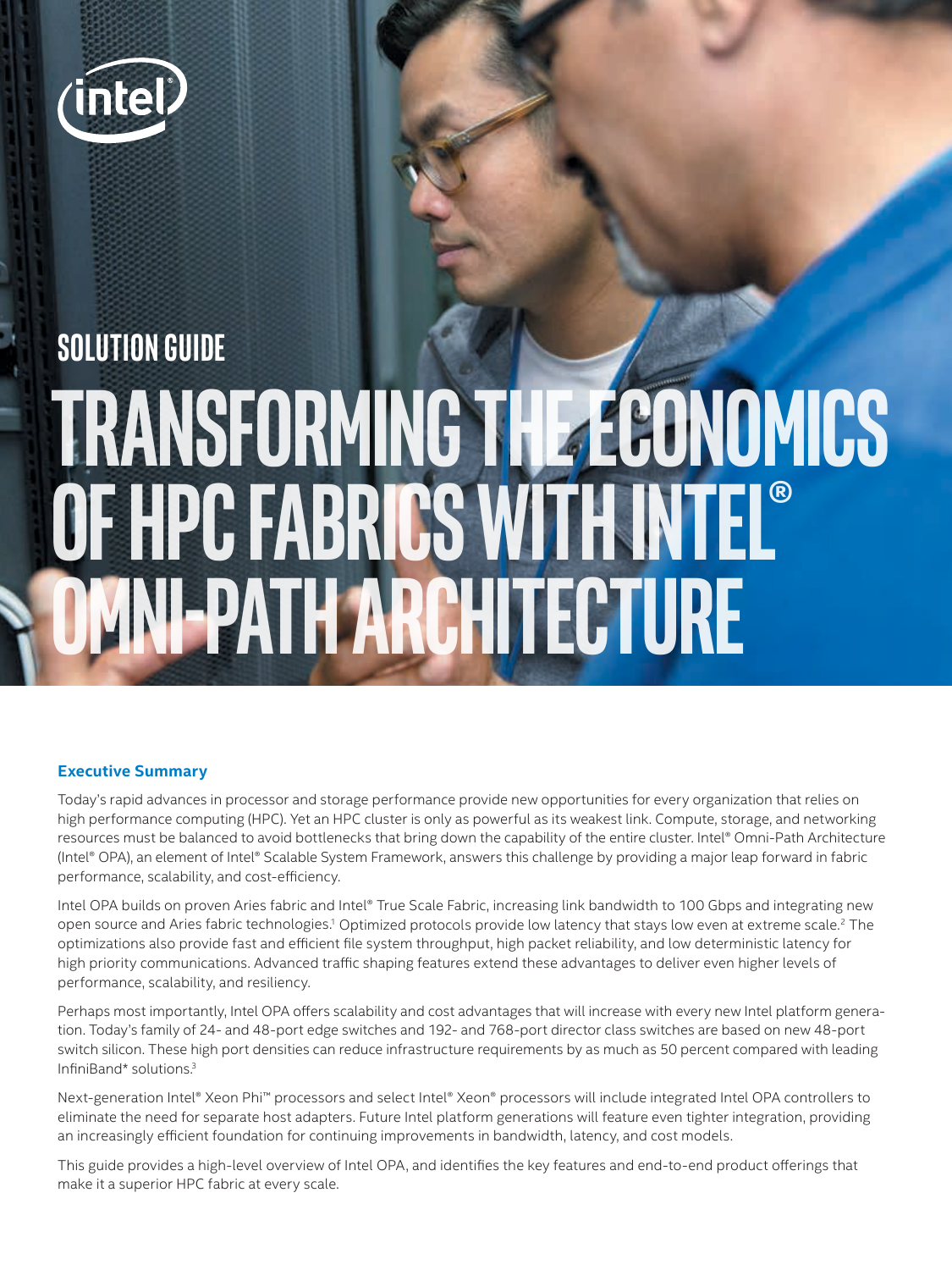SOLUTION GUIDE

# TRANSFORMING THE ECONOMICS OF HPC FABRICS WITH INTEL® OMNI-PATH ARCHITECTURE

## Executive Summary

Today's rapid advances in processor and storage performance provide new opportunities for every organization that relies on high performance computing (HPC). Yet an HPC cluster is only as powerful as its weakest link. Compute, storage, and networking resources must be balanced to avoid bottlenecks that bring down the capability of the entire cluster. Intel® Omni-Path Architecture (Intel® OPA), an element of Intel® Scalable System Framework, answers this challenge by providing a major leap forward in fabric performance, scalability, and cost-efficiency.

Intel OPA builds on proven Aries fabric and Intel® True Scale Fabric, increasing link bandwidth to 100 Gbps and integrating new open source and Aries fabric technologies.[1] Optimized protocols provide low latency that stays low even at extreme scale.[2] The optimizations also provide fast and efficient file system throughput, high packet reliability, and low deterministic latency for high priority communications. Advanced traffic shaping features extend these advantages to deliver even higher levels of performance, scalability, and resiliency.

Perhaps most importantly, Intel OPA offers scalability and cost advantages that will increase with every new Intel platform generation. Today's family of 24- and 48-port edge switches and 192- and 768-port director class switches are based on new 48-port switch silicon. These high port densities can reduce infrastructure requirements by as much as 50 percent compared with leading InfiniBand* solutions.[3]

Next-generation Intel® Xeon Phi™ processors and select Intel® Xeon® processors will include integrated Intel OPA controllers to eliminate the need for separate host adapters. Future Intel platform generations will feature even tighter integration, providing an increasingly efficient foundation for continuing improvements in bandwidth, latency, and cost models.

This guide provides a high-level overview of Intel OPA, and identifies the key features and end-to-end product offerings that make it a superior HPC fabric at every scale.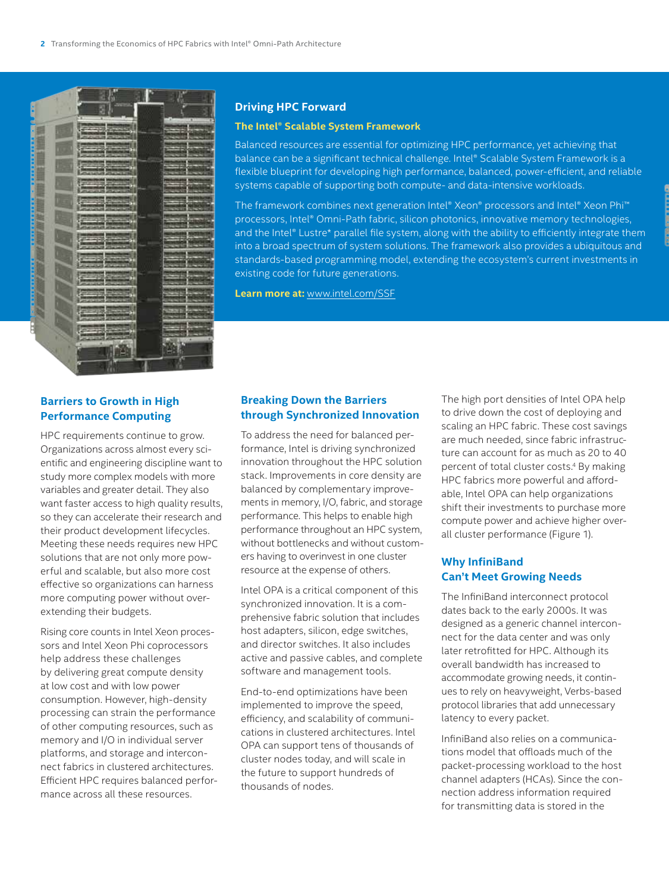## Driving HPC Forward

### The Intel® Scalable System Framework

Balanced resources are essential for optimizing HPC performance, yet achieving that balance can be a significant technical challenge. Intel® Scalable System Framework is a flexible blueprint for developing high performance, balanced, power-efficient, and reliable systems capable of supporting both compute- and data-intensive workloads.

The framework combines next generation Intel® Xeon® processors and Intel® Xeon Phi™ processors, Intel® Omni-Path fabric, silicon photonics, innovative memory technologies, and the Intel® Lustre* parallel file system, along with the ability to efficiently integrate them into a broad spectrum of system solutions. The framework also provides a ubiquitous and standards-based programming model, extending the ecosystem's current investments in existing code for future generations.

**Learn more at:** www.intel.com/SSF

## Barriers to Growth in High Performance Computing

HPC requirements continue to grow. Organizations across almost every scientific and engineering discipline want to study more complex models with more variables and greater detail. They also want faster access to high quality results, so they can accelerate their research and their product development lifecycles. Meeting these needs requires new HPC solutions that are not only more powerful and scalable, but also more cost effective so organizations can harness more computing power without overextending their budgets.

Rising core counts in Intel Xeon processors and Intel Xeon Phi coprocessors help address these challenges by delivering great compute density at low cost and with low power consumption. However, high-density processing can strain the performance of other computing resources, such as memory and I/O in individual server platforms, and storage and interconnect fabrics in clustered architectures. Efficient HPC requires balanced performance across all these resources.

## Breaking Down the Barriers through Synchronized Innovation

To address the need for balanced performance, Intel is driving synchronized innovation throughout the HPC solution stack. Improvements in core density are balanced by complementary improvements in memory, I/O, fabric, and storage performance. This helps to enable high performance throughout an HPC system, without bottlenecks and without customers having to overinvest in one cluster resource at the expense of others.

Intel OPA is a critical component of this synchronized innovation. It is a comprehensive fabric solution that includes host adapters, silicon, edge switches, and director switches. It also includes active and passive cables, and complete software and management tools.

End-to-end optimizations have been implemented to improve the speed, efficiency, and scalability of communications in clustered architectures. Intel OPA can support tens of thousands of cluster nodes today, and will scale in the future to support hundreds of thousands of nodes.

The high port densities of Intel OPA help to drive down the cost of deploying and scaling an HPC fabric. These cost savings are much needed, since fabric infrastructure can account for as much as 20 to 40 percent of total cluster costs.[4] By making HPC fabrics more powerful and affordable, Intel OPA can help organizations shift their investments to purchase more compute power and achieve higher overall cluster performance (Figure 1).

## Why InfiniBand Can't Meet Growing Needs

The InfiniBand interconnect protocol dates back to the early 2000s. It was designed as a generic channel interconnect for the data center and was only later retrofitted for HPC. Although its overall bandwidth has increased to accommodate growing needs, it continues to rely on heavyweight, Verbs-based protocol libraries that add unnecessary latency to every packet.

InfiniBand also relies on a communications model that offloads much of the packet-processing workload to the host channel adapters (HCAs). Since the connection address information required for transmitting data is stored in the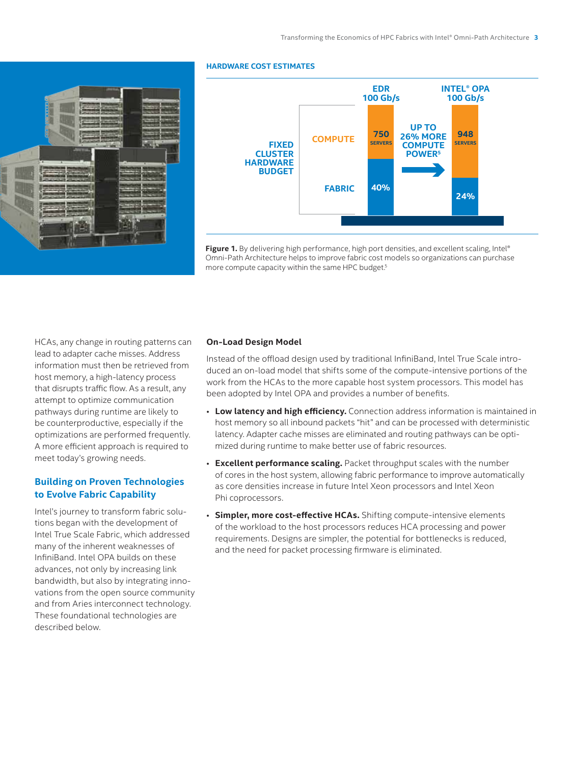HARDWARE COST ESTIMATES

FIXED CLUSTER HARDWARE BUDGET

COMPUTE

FABRIC

EDR 100 Gb/s

750 SERVERS

40%

UP TO 26% MORE COMPUTE POWER[5]

INTEL® OPA 100 Gb/s

948 SERVERS

24%

**Figure 1.** By delivering high performance, high port densities, and excellent scaling, Intel® Omni-Path Architecture helps to improve fabric cost models so organizations can purchase more compute capacity within the same HPC budget.[5]

HCAs, any change in routing patterns can lead to adapter cache misses. Address information must then be retrieved from host memory, a high-latency process that disrupts traffic flow. As a result, any attempt to optimize communication pathways during runtime are likely to be counterproductive, especially if the optimizations are performed frequently. A more efficient approach is required to meet today's growing needs.

## Building on Proven Technologies to Evolve Fabric Capability

Intel's journey to transform fabric solutions began with the development of Intel True Scale Fabric, which addressed many of the inherent weaknesses of InfiniBand. Intel OPA builds on these advances, not only by increasing link bandwidth, but also by integrating innovations from the open source community and from Aries interconnect technology. These foundational technologies are described below.

### On-Load Design Model

Instead of the offload design used by traditional InfiniBand, Intel True Scale introduced an on-load model that shifts some of the compute-intensive portions of the work from the HCAs to the more capable host system processors. This model has been adopted by Intel OPA and provides a number of benefits.

- **Low latency and high efficiency.** Connection address information is maintained in host memory so all inbound packets "hit" and can be processed with deterministic latency. Adapter cache misses are eliminated and routing pathways can be optimized during runtime to make better use of fabric resources.
- **Excellent performance scaling.** Packet throughput scales with the number of cores in the host system, allowing fabric performance to improve automatically as core densities increase in future Intel Xeon processors and Intel Xeon Phi coprocessors.
- **Simpler, more cost-effective HCAs.** Shifting compute-intensive elements of the workload to the host processors reduces HCA processing and power requirements. Designs are simpler, the potential for bottlenecks is reduced, and the need for packet processing firmware is eliminated.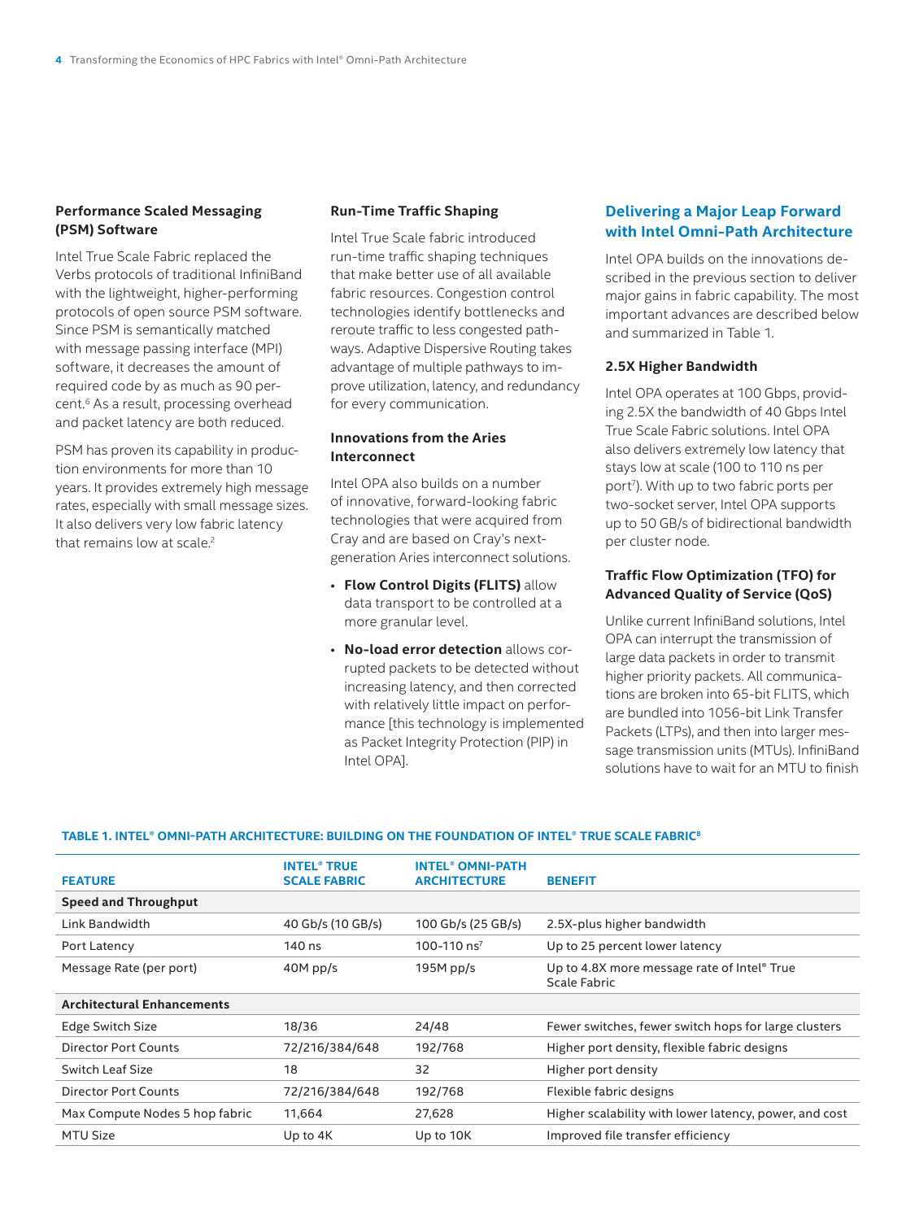### Performance Scaled Messaging (PSM) Software

Intel True Scale Fabric replaced the Verbs protocols of traditional InfiniBand with the lightweight, higher-performing protocols of open source PSM software. Since PSM is semantically matched with message passing interface (MPI) software, it decreases the amount of required code by as much as 90 percent.[6] As a result, processing overhead and packet latency are both reduced.

PSM has proven its capability in production environments for more than 10 years. It provides extremely high message rates, especially with small message sizes. It also delivers very low fabric latency that remains low at scale.[2]

### Run-Time Traffic Shaping

Intel True Scale fabric introduced run-time traffic shaping techniques that make better use of all available fabric resources. Congestion control technologies identify bottlenecks and reroute traffic to less congested pathways. Adaptive Dispersive Routing takes advantage of multiple pathways to improve utilization, latency, and redundancy for every communication.

### Innovations from the Aries Interconnect

Intel OPA also builds on a number of innovative, forward-looking fabric technologies that were acquired from Cray and are based on Cray's next-generation Aries interconnect solutions.

- **Flow Control Digits (FLITS)** allow data transport to be controlled at a more granular level.
- **No-load error detection** allows corrupted packets to be detected without increasing latency, and then corrected with relatively little impact on performance [this technology is implemented as Packet Integrity Protection (PIP) in Intel OPA].

## Delivering a Major Leap Forward with Intel Omni-Path Architecture

Intel OPA builds on the innovations described in the previous section to deliver major gains in fabric capability. The most important advances are described below and summarized in Table 1.

### 2.5X Higher Bandwidth

Intel OPA operates at 100 Gbps, providing 2.5X the bandwidth of 40 Gbps Intel True Scale Fabric solutions. Intel OPA also delivers extremely low latency that stays low at scale (100 to 110 ns per port[7]). With up to two fabric ports per two-socket server, Intel OPA supports up to 50 GB/s of bidirectional bandwidth per cluster node.

### Traffic Flow Optimization (TFO) for Advanced Quality of Service (QoS)

Unlike current InfiniBand solutions, Intel OPA can interrupt the transmission of large data packets in order to transmit higher priority packets. All communications are broken into 65-bit FLITS, which are bundled into 1056-bit Link Transfer Packets (LTPs), and then into larger message transmission units (MTUs). InfiniBand solutions have to wait for an MTU to finish

**TABLE 1. INTEL® OMNI-PATH ARCHITECTURE: BUILDING ON THE FOUNDATION OF INTEL® TRUE SCALE FABRIC[8]**

| FEATURE | INTEL® TRUE SCALE FABRIC | INTEL® OMNI-PATH ARCHITECTURE | BENEFIT |
|---|---|---|---|
| **Speed and Throughput** | | | |
| Link Bandwidth | 40 Gb/s (10 GB/s) | 100 Gb/s (25 GB/s) | 2.5X-plus higher bandwidth |
| Port Latency | 140 ns | 100-110 ns[7] | Up to 25 percent lower latency |
| Message Rate (per port) | 40M pp/s | 195M pp/s | Up to 4.8X more message rate of Intel® True Scale Fabric |
| **Architectural Enhancements** | | | |
| Edge Switch Size | 18/36 | 24/48 | Fewer switches, fewer switch hops for large clusters |
| Director Port Counts | 72/216/384/648 | 192/768 | Higher port density, flexible fabric designs |
| Switch Leaf Size | 18 | 32 | Higher port density |
| Director Port Counts | 72/216/384/648 | 192/768 | Flexible fabric designs |
| Max Compute Nodes 5 hop fabric | 11,664 | 27,628 | Higher scalability with lower latency, power, and cost |
| MTU Size | Up to 4K | Up to 10K | Improved file transfer efficiency |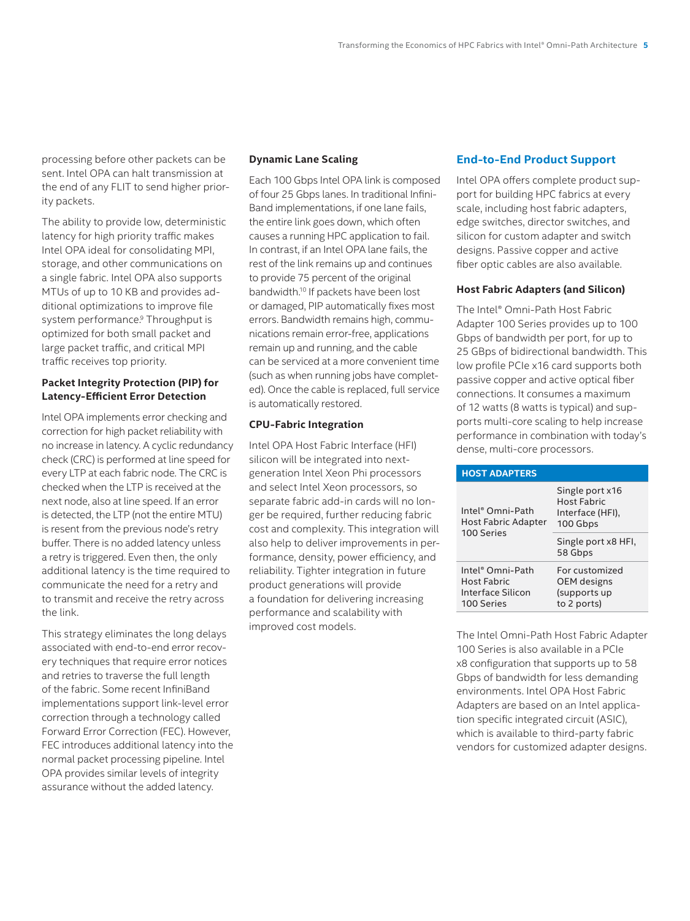processing before other packets can be sent. Intel OPA can halt transmission at the end of any FLIT to send higher priority packets.

The ability to provide low, deterministic latency for high priority traffic makes Intel OPA ideal for consolidating MPI, storage, and other communications on a single fabric. Intel OPA also supports MTUs of up to 10 KB and provides additional optimizations to improve file system performance.[9] Throughput is optimized for both small packet and large packet traffic, and critical MPI traffic receives top priority.

### Packet Integrity Protection (PIP) for Latency-Efficient Error Detection

Intel OPA implements error checking and correction for high packet reliability with no increase in latency. A cyclic redundancy check (CRC) is performed at line speed for every LTP at each fabric node. The CRC is checked when the LTP is received at the next node, also at line speed. If an error is detected, the LTP (not the entire MTU) is resent from the previous node's retry buffer. There is no added latency unless a retry is triggered. Even then, the only additional latency is the time required to communicate the need for a retry and to transmit and receive the retry across the link.

This strategy eliminates the long delays associated with end-to-end error recovery techniques that require error notices and retries to traverse the full length of the fabric. Some recent InfiniBand implementations support link-level error correction through a technology called Forward Error Correction (FEC). However, FEC introduces additional latency into the normal packet processing pipeline. Intel OPA provides similar levels of integrity assurance without the added latency.

### Dynamic Lane Scaling

Each 100 Gbps Intel OPA link is composed of four 25 Gbps lanes. In traditional InfiniBand implementations, if one lane fails, the entire link goes down, which often causes a running HPC application to fail. In contrast, if an Intel OPA lane fails, the rest of the link remains up and continues to provide 75 percent of the original bandwidth.[10] If packets have been lost or damaged, PIP automatically fixes most errors. Bandwidth remains high, communications remain error-free, applications remain up and running, and the cable can be serviced at a more convenient time (such as when running jobs have completed). Once the cable is replaced, full service is automatically restored.

### CPU-Fabric Integration

Intel OPA Host Fabric Interface (HFI) silicon will be integrated into next-generation Intel Xeon Phi processors and select Intel Xeon processors, so separate fabric add-in cards will no longer be required, further reducing fabric cost and complexity. This integration will also help to deliver improvements in performance, density, power efficiency, and reliability. Tighter integration in future product generations will provide a foundation for delivering increasing performance and scalability with improved cost models.

## End-to-End Product Support

Intel OPA offers complete product support for building HPC fabrics at every scale, including host fabric adapters, edge switches, director switches, and silicon for custom adapter and switch designs. Passive copper and active fiber optic cables are also available.

### Host Fabric Adapters (and Silicon)

The Intel® Omni-Path Host Fabric Adapter 100 Series provides up to 100 Gbps of bandwidth per port, for up to 25 GBps of bidirectional bandwidth. This low profile PCIe x16 card supports both passive copper and active optical fiber connections. It consumes a maximum of 12 watts (8 watts is typical) and supports multi-core scaling to help increase performance in combination with today's dense, multi-core processors.

| HOST ADAPTERS | |
|---|---|
| Intel® Omni-Path Host Fabric Adapter 100 Series | Single port x16 Host Fabric Interface (HFI), 100 Gbps |
| | Single port x8 HFI, 58 Gbps |
| Intel® Omni-Path Host Fabric Interface Silicon 100 Series | For customized OEM designs (supports up to 2 ports) |

The Intel Omni-Path Host Fabric Adapter 100 Series is also available in a PCIe x8 configuration that supports up to 58 Gbps of bandwidth for less demanding environments. Intel OPA Host Fabric Adapters are based on an Intel application specific integrated circuit (ASIC), which is available to third-party fabric vendors for customized adapter designs.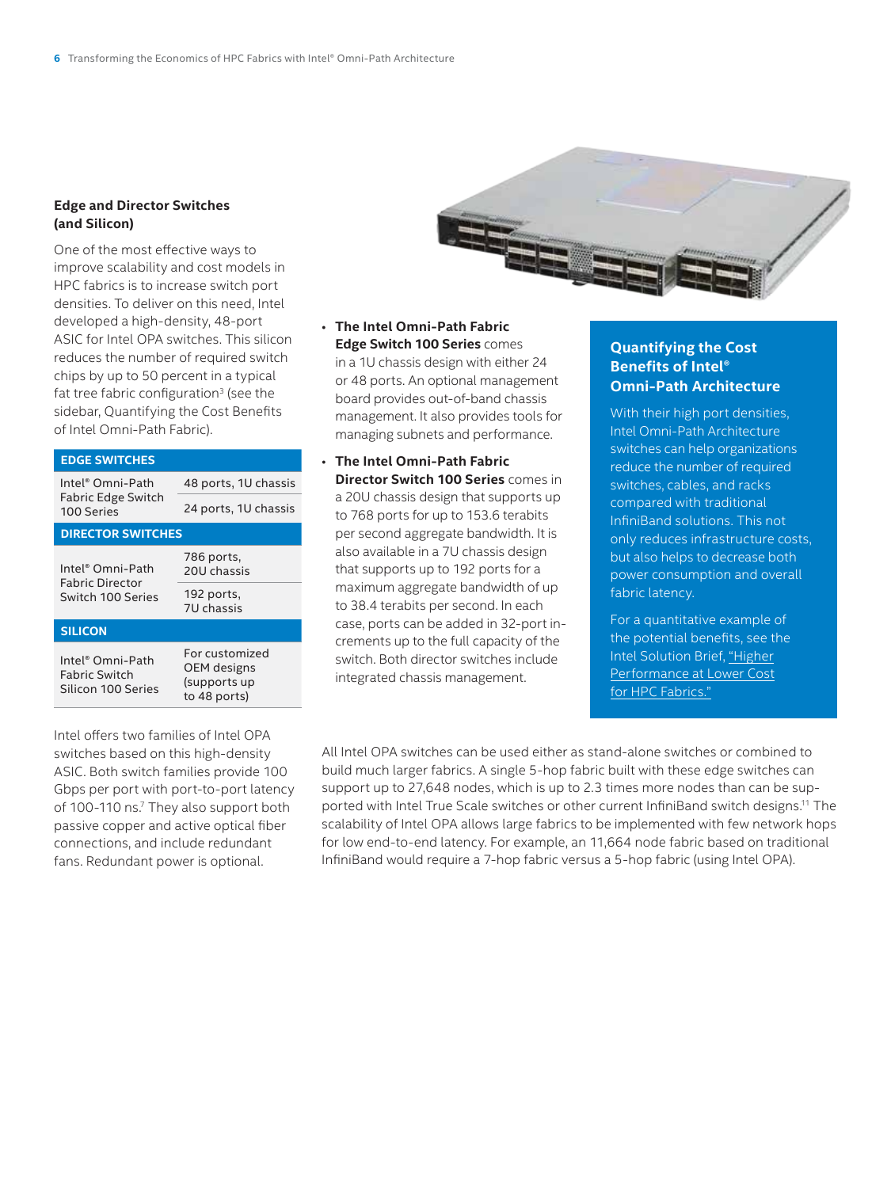### Edge and Director Switches (and Silicon)

One of the most effective ways to improve scalability and cost models in HPC fabrics is to increase switch port densities. To deliver on this need, Intel developed a high-density, 48-port ASIC for Intel OPA switches. This silicon reduces the number of required switch chips by up to 50 percent in a typical fat tree fabric configuration[3] (see the sidebar, Quantifying the Cost Benefits of Intel Omni-Path Fabric).

| | |
|---|---|
| **EDGE SWITCHES** | |
| Intel® Omni-Path Fabric Edge Switch 100 Series | 48 ports, 1U chassis |
| | 24 ports, 1U chassis |
| **DIRECTOR SWITCHES** | |
| Intel® Omni-Path Fabric Director Switch 100 Series | 786 ports, 20U chassis |
| | 192 ports, 7U chassis |
| **SILICON** | |
| Intel® Omni-Path Fabric Switch Silicon 100 Series | For customized OEM designs (supports up to 48 ports) |

Intel offers two families of Intel OPA switches based on this high-density ASIC. Both switch families provide 100 Gbps per port with port-to-port latency of 100-110 ns.[7] They also support both passive copper and active optical fiber connections, and include redundant fans. Redundant power is optional.

- **The Intel Omni-Path Fabric Edge Switch 100 Series** comes in a 1U chassis design with either 24 or 48 ports. An optional management board provides out-of-band chassis management. It also provides tools for managing subnets and performance.
- **The Intel Omni-Path Fabric Director Switch 100 Series** comes in a 20U chassis design that supports up to 768 ports for up to 153.6 terabits per second aggregate bandwidth. It is also available in a 7U chassis design that supports up to 192 ports for a maximum aggregate bandwidth of up to 38.4 terabits per second. In each case, ports can be added in 32-port increments up to the full capacity of the switch. Both director switches include integrated chassis management.

### Quantifying the Cost Benefits of Intel® Omni-Path Architecture

With their high port densities, Intel Omni-Path Architecture switches can help organizations reduce the number of required switches, cables, and racks compared with traditional InfiniBand solutions. This not only reduces infrastructure costs, but also helps to decrease both power consumption and overall fabric latency.

For a quantitative example of the potential benefits, see the Intel Solution Brief, "Higher Performance at Lower Cost for HPC Fabrics."

All Intel OPA switches can be used either as stand-alone switches or combined to build much larger fabrics. A single 5-hop fabric built with these edge switches can support up to 27,648 nodes, which is up to 2.3 times more nodes than can be supported with Intel True Scale switches or other current InfiniBand switch designs.[11] The scalability of Intel OPA allows large fabrics to be implemented with few network hops for low end-to-end latency. For example, an 11,664 node fabric based on traditional InfiniBand would require a 7-hop fabric versus a 5-hop fabric (using Intel OPA).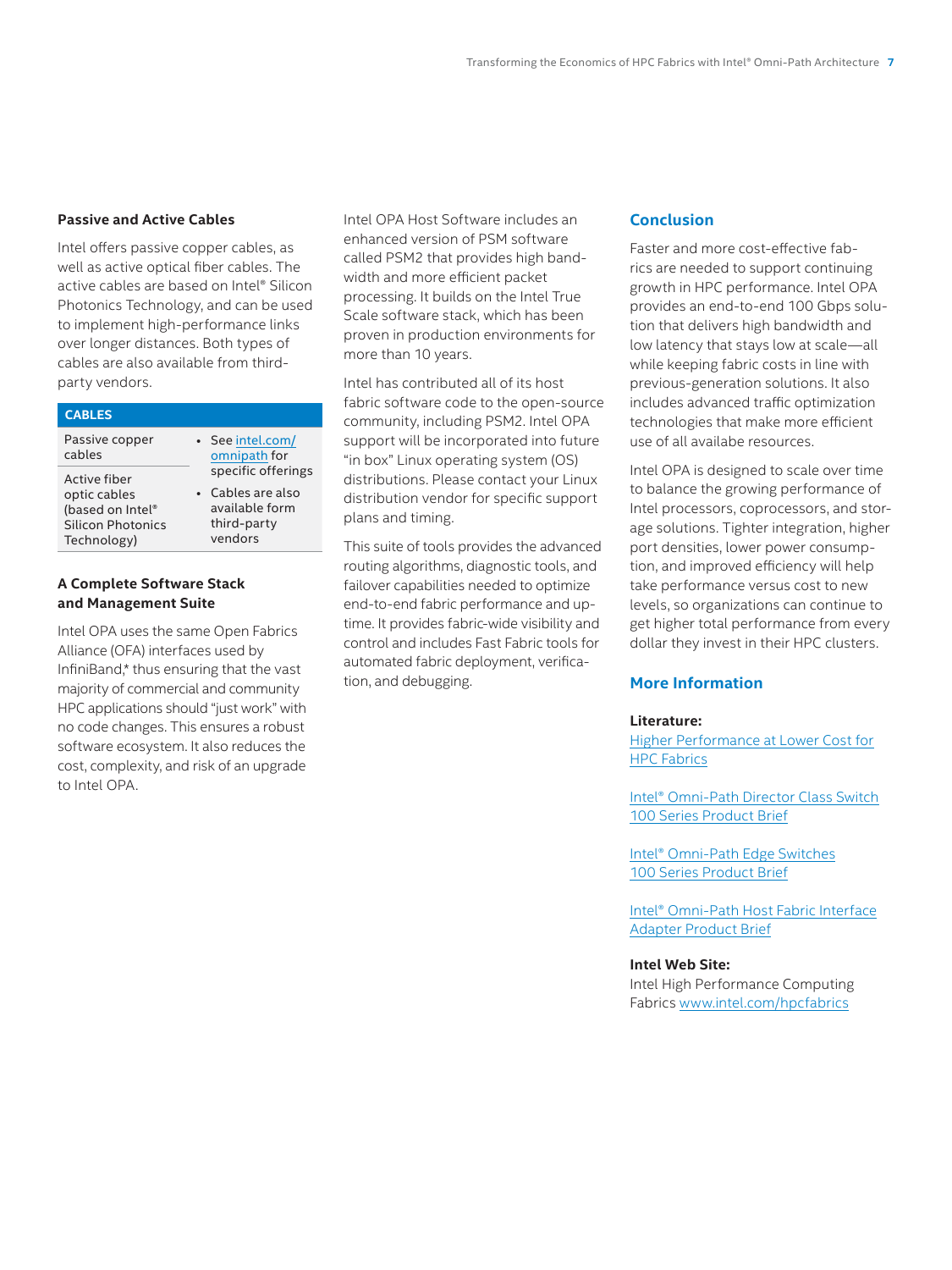### Passive and Active Cables

Intel offers passive copper cables, as well as active optical fiber cables. The active cables are based on Intel® Silicon Photonics Technology, and can be used to implement high-performance links over longer distances. Both types of cables are also available from third-party vendors.

| CABLES | |
|---|---|
| Passive copper cables | • See intel.com/omnipath for specific offerings<br>• Cables are also available form third-party vendors |
| Active fiber optic cables (based on Intel® Silicon Photonics Technology) | |

### A Complete Software Stack and Management Suite

Intel OPA uses the same Open Fabrics Alliance (OFA) interfaces used by InfiniBand,* thus ensuring that the vast majority of commercial and community HPC applications should "just work" with no code changes. This ensures a robust software ecosystem. It also reduces the cost, complexity, and risk of an upgrade to Intel OPA.

Intel OPA Host Software includes an enhanced version of PSM software called PSM2 that provides high bandwidth and more efficient packet processing. It builds on the Intel True Scale software stack, which has been proven in production environments for more than 10 years.

Intel has contributed all of its host fabric software code to the open-source community, including PSM2. Intel OPA support will be incorporated into future "in box" Linux operating system (OS) distributions. Please contact your Linux distribution vendor for specific support plans and timing.

This suite of tools provides the advanced routing algorithms, diagnostic tools, and failover capabilities needed to optimize end-to-end fabric performance and uptime. It provides fabric-wide visibility and control and includes Fast Fabric tools for automated fabric deployment, verification, and debugging.

## Conclusion

Faster and more cost-effective fabrics are needed to support continuing growth in HPC performance. Intel OPA provides an end-to-end 100 Gbps solution that delivers high bandwidth and low latency that stays low at scale—all while keeping fabric costs in line with previous-generation solutions. It also includes advanced traffic optimization technologies that make more efficient use of all availabe resources.

Intel OPA is designed to scale over time to balance the growing performance of Intel processors, coprocessors, and storage solutions. Tighter integration, higher port densities, lower power consumption, and improved efficiency will help take performance versus cost to new levels, so organizations can continue to get higher total performance from every dollar they invest in their HPC clusters.

## More Information

**Literature:**

Higher Performance at Lower Cost for HPC Fabrics

Intel® Omni-Path Director Class Switch 100 Series Product Brief

Intel® Omni-Path Edge Switches 100 Series Product Brief

Intel® Omni-Path Host Fabric Interface Adapter Product Brief

**Intel Web Site:**

Intel High Performance Computing Fabrics www.intel.com/hpcfabrics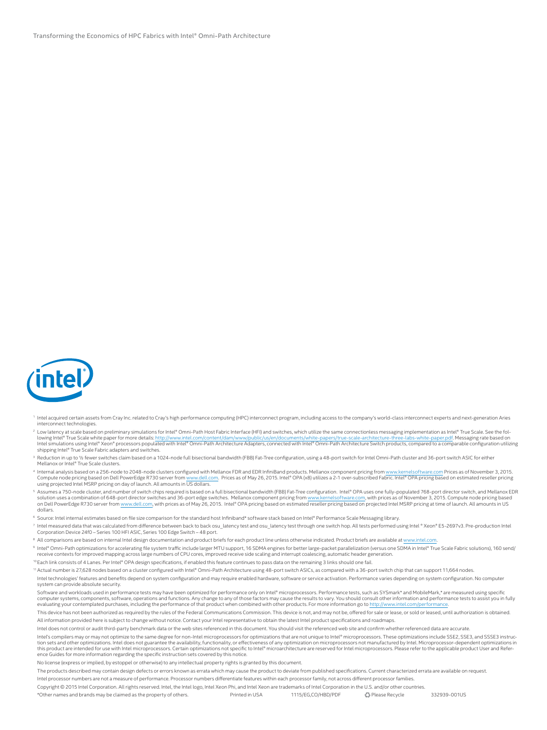[1] Intel acquired certain assets from Cray Inc. related to Cray's high performance computing (HPC) interconnect program, including access to the company's world-class interconnect experts and next-generation Aries interconnect technologies.

[2] Low latency at scale based on preliminary simulations for Intel® Omni-Path Host Fabric Interface (HFI) and switches, which utilize the same connectionless messaging implementation as Intel® True Scale. See the following Intel® True Scale white paper for more details: http://www.intel.com/content/dam/www/public/us/en/documents/white-papers/true-scale-architecture-three-labs-white-paper.pdf. Messaging rate based on Intel simulations using Intel® Xeon® processors populated with Intel® Omni-Path Architecture Adapters, connected with Intel® Omni-Path Architecture Switch products, compared to a comparable configuration utilizing shipping Intel® True Scale Fabric adapters and switches.

[3] Reduction in up to ½ fewer switches claim based on a 1024-node full bisectional bandwidth (FBB) Fat-Tree configuration, using a 48-port switch for Intel Omni-Path cluster and 36-port switch ASIC for either Mellanox or Intel® True Scale clusters.

[4] Internal analysis based on a 256-node to 2048-node clusters configured with Mellanox FDR and EDR InfiniBand products. Mellanox component pricing from www.kernelsoftware.com Prices as of November 3, 2015. Compute node pricing based on Dell PowerEdge R730 server from www.dell.com. Prices as of May 26, 2015. Intel® OPA (x8) utilizes a 2-1 over-subscribed Fabric. Intel® OPA pricing based on estimated reseller pricing using projected Intel MSRP pricing on day of launch. All amounts in US dollars.

[5] Assumes a 750-node cluster, and number of switch chips required is based on a full bisectional bandwidth (FBB) Fat-Tree configuration. Intel® OPA uses one fully-populated 768-port director switch, and Mellanox EDR solution uses a combination of 648-port director switches and 36-port edge switches. Mellanox component pricing from www.kernelsoftware.com, with prices as of November 3, 2015. Compute node pricing based on Dell PowerEdge R730 server from www.dell.com, with prices as of May 26, 2015. Intel® OPA pricing based on estimated reseller pricing based on projected Intel MSRP pricing at time of launch. All amounts in US dollars.

[6] Source: Intel internal estimates based on file size comparison for the standard host Infiniband* software stack based on Intel® Performance Scale Messaging library.

[7] Intel measured data that was calculated from difference between back to back osu_latency test and osu_latency test through one switch hop. All tests performed using Intel ® Xeon® E5-2697v3. Pre-production Intel Corporation Device 24f0 – Series 100 HFI ASIC, Series 100 Edge Switch – 48 port.

[8] All comparisons are based on internal Intel design documentation and product briefs for each product line unless otherwise indicated. Product briefs are available at www.intel.com.

[9] Intel® Omni-Path optimizations for accelerating file system traffic include larger MTU support, 16 SDMA engines for better large-packet parallelization (versus one SDMA in Intel® True Scale Fabric solutions), 160 send/receive contexts for improved mapping across large numbers of CPU cores, improved receive side scaling and interrupt coalescing, automatic header generation.

[10] Each link consists of 4 Lanes. Per Intel® OPA design specifications, if enabled this feature continues to pass data on the remaining 3 links should one fail.

[11] Actual number is 27,628 nodes based on a cluster configured with Intel® Omni-Path Architecture using 48-port switch ASICs, as compared with a 36-port switch chip that can support 11,664 nodes.

Intel technologies' features and benefits depend on system configuration and may require enabled hardware, software or service activation. Performance varies depending on system configuration. No computer system can provide absolute security.

Software and workloads used in performance tests may have been optimized for performance only on Intel® microprocessors. Performance tests, such as SYSmark* and MobileMark,* are measured using specific computer systems, components, software, operations and functions. Any change to any of those factors may cause the results to vary. You should consult other information and performance tests to assist you in fully evaluating your contemplated purchases, including the performance of that product when combined with other products. For more information go to http://www.intel.com/performance.

This device has not been authorized as required by the rules of the Federal Communications Commission. This device is not, and may not be, offered for sale or lease, or sold or leased, until authorization is obtained.

All information provided here is subject to change without notice. Contact your Intel representative to obtain the latest Intel product specifications and roadmaps.

Intel does not control or audit third-party benchmark data or the web sites referenced in this document. You should visit the referenced web site and confirm whether referenced data are accurate.

Intel's compilers may or may not optimize to the same degree for non-Intel microprocessors for optimizations that are not unique to Intel® microprocessors. These optimizations include SSE2, SSE3, and SSSE3 instruction sets and other optimizations. Intel does not guarantee the availability, functionality, or effectiveness of any optimization on microprocessors not manufactured by Intel. Microprocessor-dependent optimizations in this product are intended for use with Intel microprocessors. Certain optimizations not specific to Intel® microarchitecture are reserved for Intel microprocessors. Please refer to the applicable product User and Reference Guides for more information regarding the specific instruction sets covered by this notice.

No license (express or implied, by estoppel or otherwise) to any intellectual property rights is granted by this document.

The products described may contain design defects or errors known as errata which may cause the product to deviate from published specifications. Current characterized errata are available on request.

Intel processor numbers are not a measure of performance. Processor numbers differentiate features within each processor family, not across different processor families.

Copyright © 2015 Intel Corporation. All rights reserved. Intel, the Intel logo, Intel Xeon Phi, and Intel Xeon are trademarks of Intel Corporation in the U.S. and/or other countries.

*Other names and brands may be claimed as the property of others. Printed in USA 1115/EG,CO/HBD/PDF Please Recycle 332939-001US